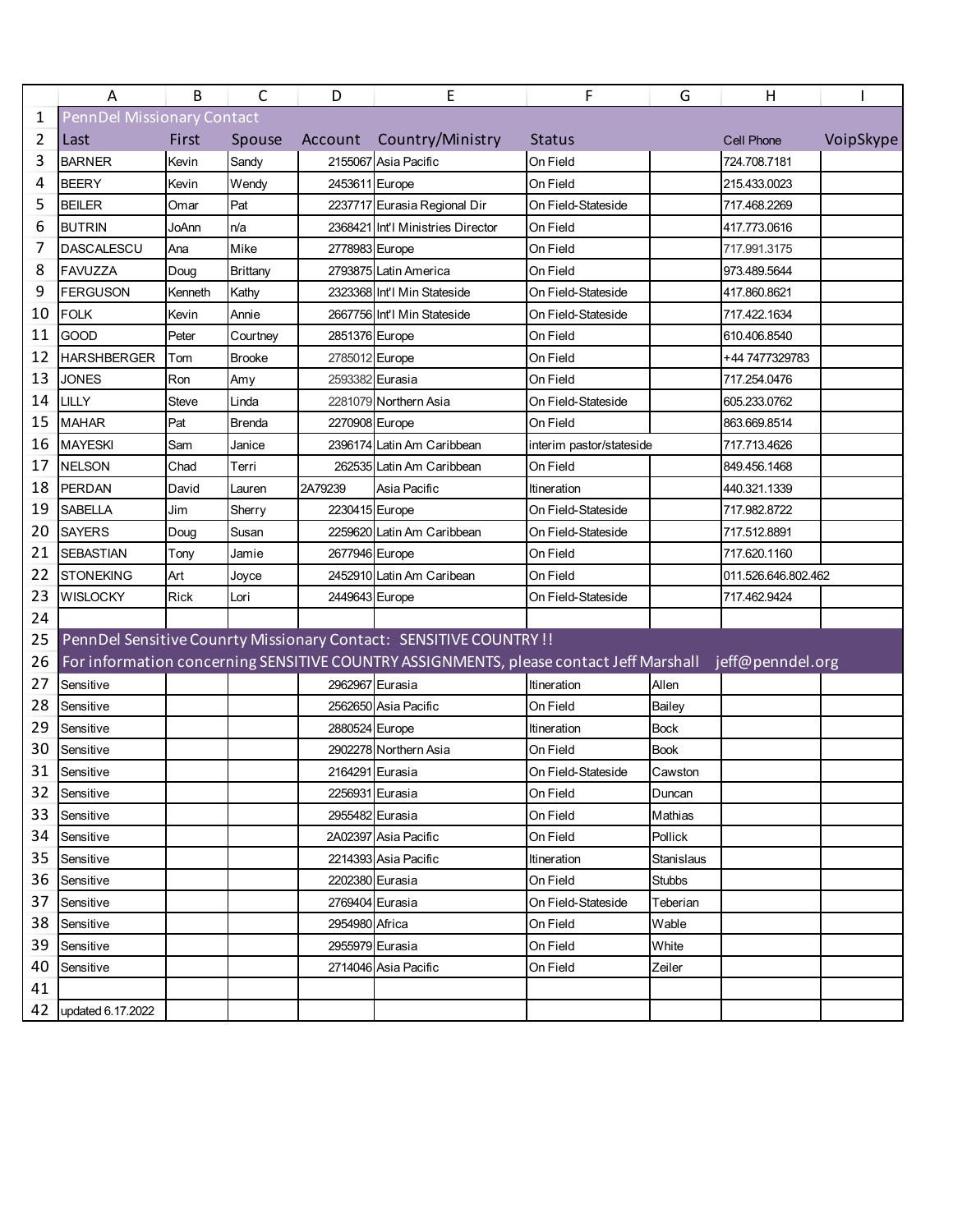| PennDel Missionary Contact | | | | | | | | |
|---|---|---|---|---|---|---|---|---|
| Last | First | Spouse | Account | Country/Ministry | Status | | Cell Phone | VoipSkype |
| BARNER | Kevin | Sandy | 2155067 | Asia Pacific | On Field | | 724.708.7181 | |
| BEERY | Kevin | Wendy | 2453611 | Europe | On Field | | 215.433.0023 | |
| BEILER | Omar | Pat | 2237717 | Eurasia Regional Dir | On Field-Stateside | | 717.468.2269 | |
| BUTRIN | JoAnn | n/a | 2368421 | Int'l Ministries Director | On Field | | 417.773.0616 | |
| DASCALESCU | Ana | Mike | 2778983 | Europe | On Field | | 717.991.3175 | |
| FAVUZZA | Doug | Brittany | 2793875 | Latin America | On Field | | 973.489.5644 | |
| FERGUSON | Kenneth | Kathy | 2323368 | Int'l Min Stateside | On Field-Stateside | | 417.860.8621 | |
| FOLK | Kevin | Annie | 2667756 | Int'l Min Stateside | On Field-Stateside | | 717.422.1634 | |
| GOOD | Peter | Courtney | 2851376 | Europe | On Field | | 610.406.8540 | |
| HARSHBERGER | Tom | Brooke | 2785012 | Europe | On Field | | +44 7477329783 | |
| JONES | Ron | Amy | 2593382 | Eurasia | On Field | | 717.254.0476 | |
| LILLY | Steve | Linda | 2281079 | Northern Asia | On Field-Stateside | | 605.233.0762 | |
| MAHAR | Pat | Brenda | 2270908 | Europe | On Field | | 863.669.8514 | |
| MAYESKI | Sam | Janice | 2396174 | Latin Am Caribbean | interim pastor/stateside | | 717.713.4626 | |
| NELSON | Chad | Terri | 262535 | Latin Am Caribbean | On Field | | 849.456.1468 | |
| PERDAN | David | Lauren | 2A79239 | Asia Pacific | Itineration | | 440.321.1339 | |
| SABELLA | Jim | Sherry | 2230415 | Europe | On Field-Stateside | | 717.982.8722 | |
| SAYERS | Doug | Susan | 2259620 | Latin Am Caribbean | On Field-Stateside | | 717.512.8891 | |
| SEBASTIAN | Tony | Jamie | 2677946 | Europe | On Field | | 717.620.1160 | |
| STONEKING | Art | Joyce | 2452910 | Latin Am Caribean | On Field | | 011.526.646.802.462 | |
| WISLOCKY | Rick | Lori | 2449643 | Europe | On Field-Stateside | | 717.462.9424 | |
| | | | | | | | | |
| PennDel Sensitive Counrty Missionary Contact: SENSITIVE COUNTRY !! | | | | | | | | |
| For information concerning SENSITIVE COUNTRY ASSIGNMENTS, please contact Jeff Marshall | | | | | | | jeff@penndel.org | |
| Sensitive | | | 2962967 | Eurasia | Itineration | Allen | | |
| Sensitive | | | 2562650 | Asia Pacific | On Field | Bailey | | |
| Sensitive | | | 2880524 | Europe | Itineration | Bock | | |
| Sensitive | | | 2902278 | Northern Asia | On Field | Book | | |
| Sensitive | | | 2164291 | Eurasia | On Field-Stateside | Cawston | | |
| Sensitive | | | 2256931 | Eurasia | On Field | Duncan | | |
| Sensitive | | | 2955482 | Eurasia | On Field | Mathias | | |
| Sensitive | | | 2A02397 | Asia Pacific | On Field | Pollick | | |
| Sensitive | | | 2214393 | Asia Pacific | Itineration | Stanislaus | | |
| Sensitive | | | 2202380 | Eurasia | On Field | Stubbs | | |
| Sensitive | | | 2769404 | Eurasia | On Field-Stateside | Teberian | | |
| Sensitive | | | 2954980 | Africa | On Field | Wable | | |
| Sensitive | | | 2955979 | Eurasia | On Field | White | | |
| Sensitive | | | 2714046 | Asia Pacific | On Field | Zeiler | | |
| | | | | | | | | |
| updated 6.17.2022 | | | | | | | | |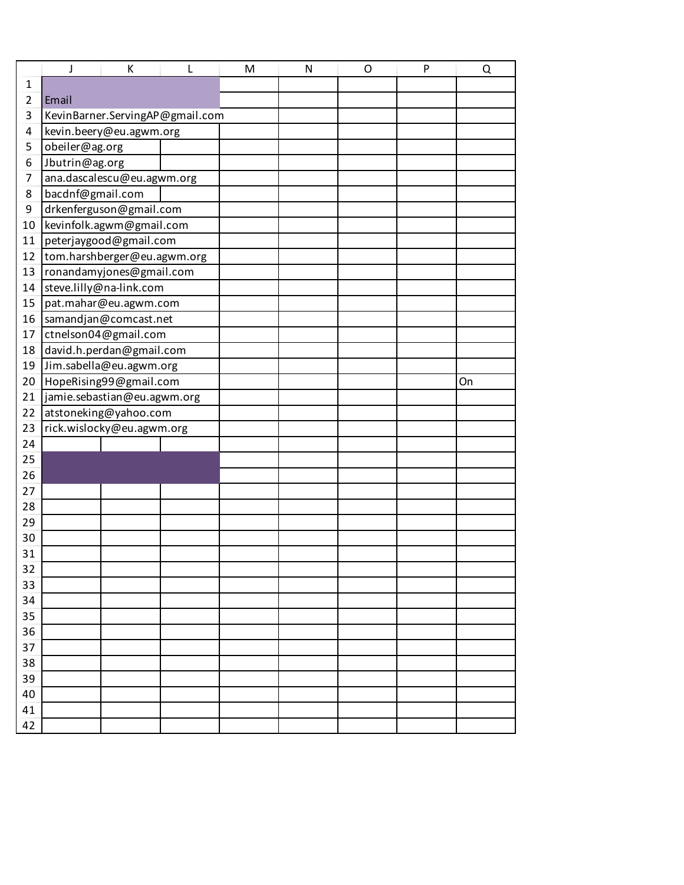| J | K | L | M | N | O | P | Q |
|---|---|---|---|---|---|---|---|
| Email | | | | | | | |
| KevinBarner.ServingAP@gmail.com | | | | | | | |
| kevin.beery@eu.agwm.org | | | | | | | |
| obeiler@ag.org | | | | | | | |
| Jbutrin@ag.org | | | | | | | |
| ana.dascalescu@eu.agwm.org | | | | | | | |
| bacdnf@gmail.com | | | | | | | |
| drkenferguson@gmail.com | | | | | | | |
| kevinfolk.agwm@gmail.com | | | | | | | |
| peterjaygood@gmail.com | | | | | | | |
| tom.harshberger@eu.agwm.org | | | | | | | |
| ronandamyjones@gmail.com | | | | | | | |
| steve.lilly@na-link.com | | | | | | | |
| pat.mahar@eu.agwm.com | | | | | | | |
| samandjan@comcast.net | | | | | | | |
| ctnelson04@gmail.com | | | | | | | |
| david.h.perdan@gmail.com | | | | | | | |
| Jim.sabella@eu.agwm.org | | | | | | | |
| HopeRising99@gmail.com | | | | | | | On |
| jamie.sebastian@eu.agwm.org | | | | | | | |
| atstoneking@yahoo.com | | | | | | | |
| rick.wislocky@eu.agwm.org | | | | | | | |